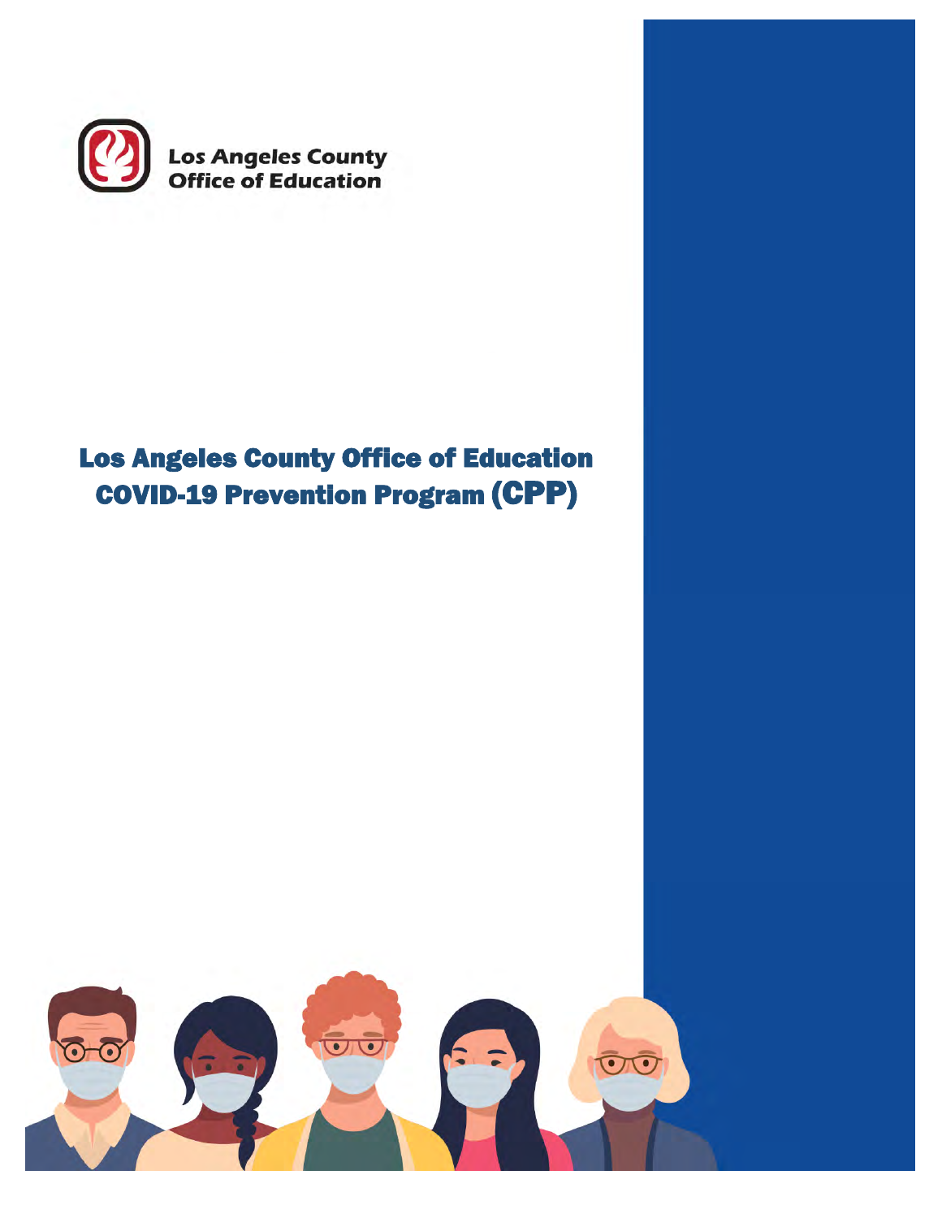Los Angeles County
Office of Education

# Los Angeles County Office of Education COVID-19 Prevention Program (CPP)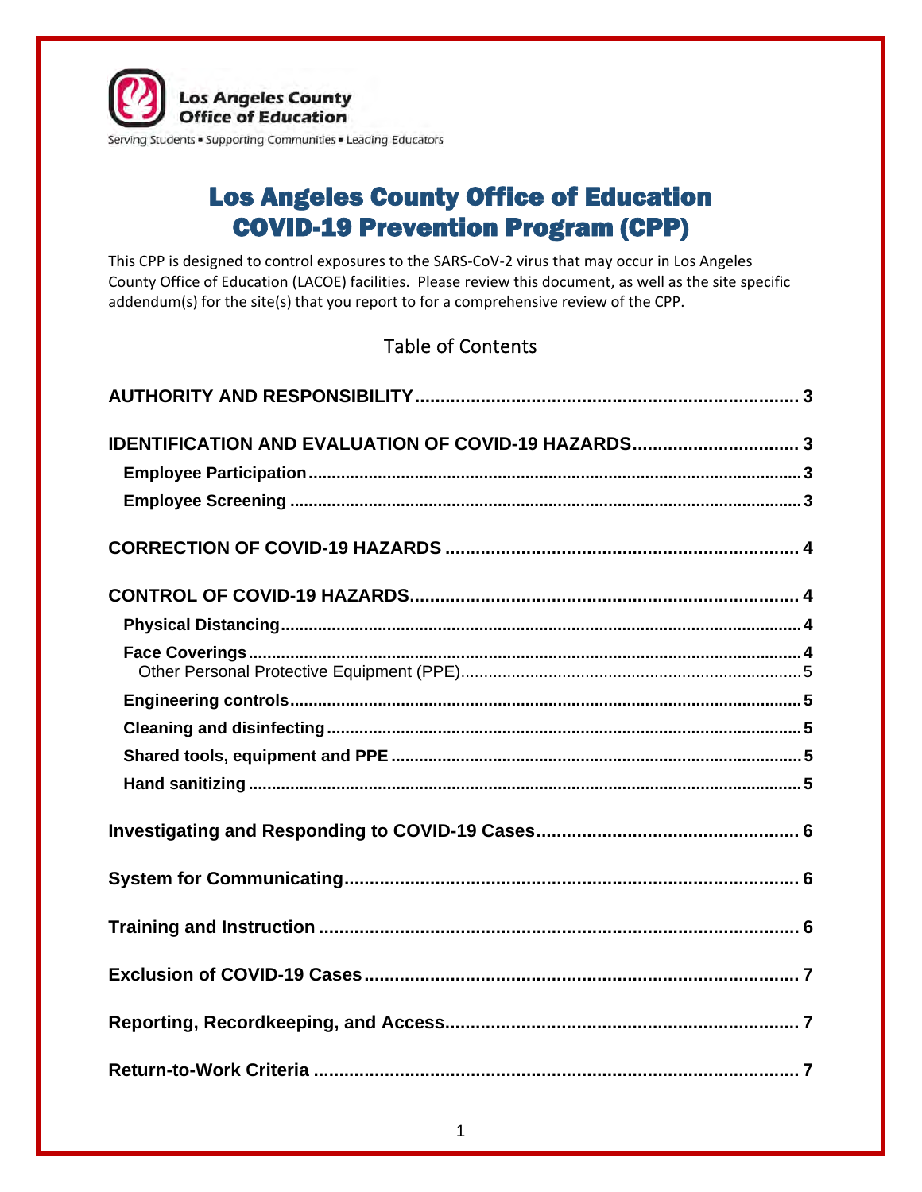Los Angeles County Office of Education

Serving Students ▪ Supporting Communities ▪ Leading Educators

# Los Angeles County Office of Education COVID-19 Prevention Program (CPP)

This CPP is designed to control exposures to the SARS-CoV-2 virus that may occur in Los Angeles County Office of Education (LACOE) facilities. Please review this document, as well as the site specific addendum(s) for the site(s) that you report to for a comprehensive review of the CPP.

## Table of Contents

**AUTHORITY AND RESPONSIBILITY** .......... 3

**IDENTIFICATION AND EVALUATION OF COVID-19 HAZARDS** .......... 3
- **Employee Participation** .......... 3
- **Employee Screening** .......... 3

**CORRECTION OF COVID-19 HAZARDS** .......... 4

**CONTROL OF COVID-19 HAZARDS** .......... 4
- **Physical Distancing** .......... 4
- **Face Coverings** .......... 4
  - Other Personal Protective Equipment (PPE) .......... 5
- **Engineering controls** .......... 5
- **Cleaning and disinfecting** .......... 5
- **Shared tools, equipment and PPE** .......... 5
- **Hand sanitizing** .......... 5

**Investigating and Responding to COVID-19 Cases** .......... 6

**System for Communicating** .......... 6

**Training and Instruction** .......... 6

**Exclusion of COVID-19 Cases** .......... 7

**Reporting, Recordkeeping, and Access** .......... 7

**Return-to-Work Criteria** .......... 7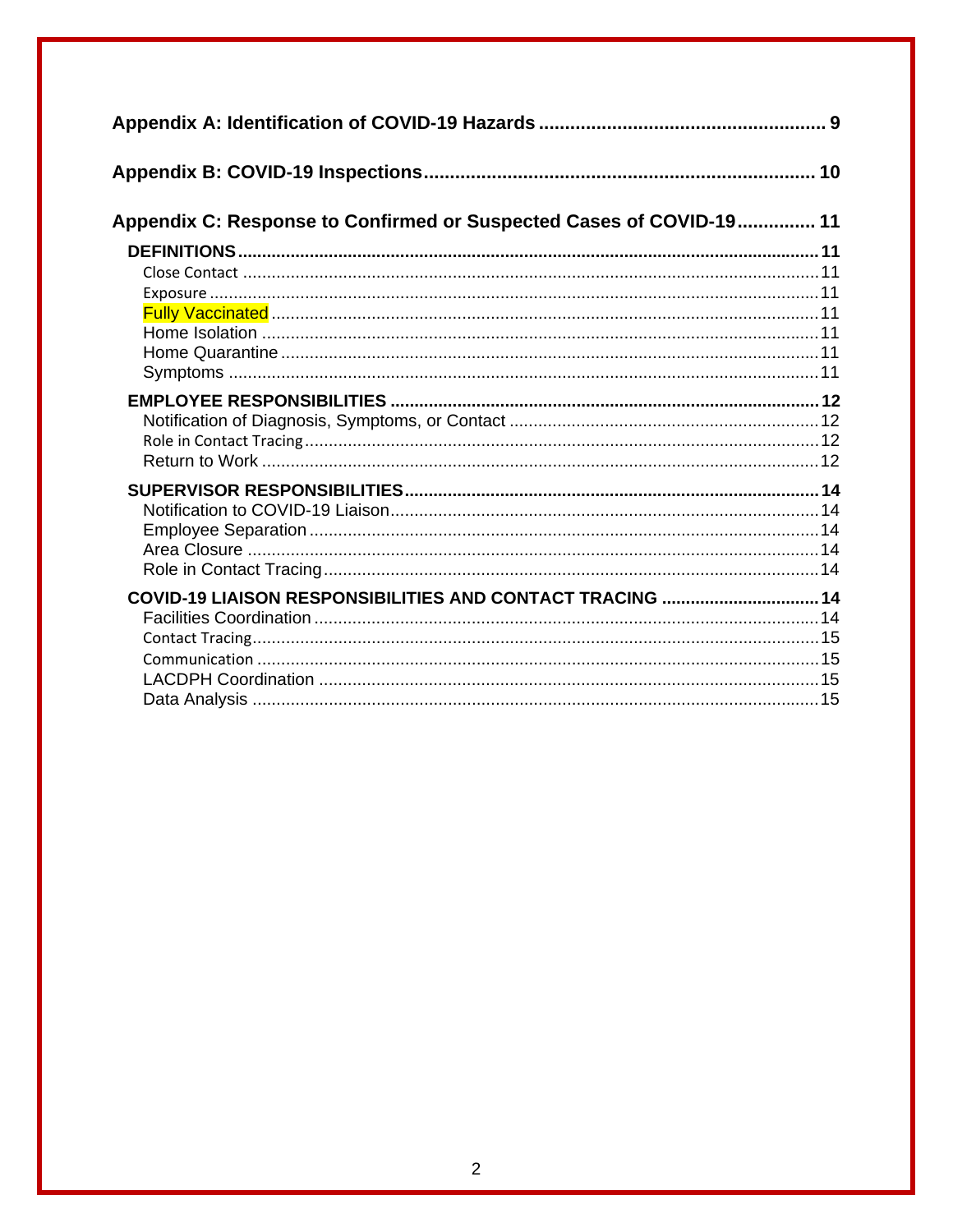Appendix A: Identification of COVID-19 Hazards ....................................................... 9

Appendix B: COVID-19 Inspections ........................................................................... 10

Appendix C: Response to Confirmed or Suspected Cases of COVID-19 ............... 11

- DEFINITIONS ........................................................................................................ 11
  - Close Contact ........................................................................................................ 11
  - Exposure ............................................................................................................... 11
  - Fully Vaccinated ................................................................................................... 11
  - Home Isolation ...................................................................................................... 11
  - Home Quarantine .................................................................................................. 11
  - Symptoms ............................................................................................................. 11
- EMPLOYEE RESPONSIBILITIES ........................................................................ 12
  - Notification of Diagnosis, Symptoms, or Contact ................................................. 12
  - Role in Contact Tracing ........................................................................................ 12
  - Return to Work ...................................................................................................... 12
- SUPERVISOR RESPONSIBILITIES ..................................................................... 14
  - Notification to COVID-19 Liaison ......................................................................... 14
  - Employee Separation ............................................................................................ 14
  - Area Closure ......................................................................................................... 14
  - Role in Contact Tracing ........................................................................................ 14
- COVID-19 LIAISON RESPONSIBILITIES AND CONTACT TRACING ................. 14
  - Facilities Coordination .......................................................................................... 14
  - Contact Tracing ..................................................................................................... 15
  - Communication ..................................................................................................... 15
  - LACDPH Coordination ......................................................................................... 15
  - Data Analysis ....................................................................................................... 15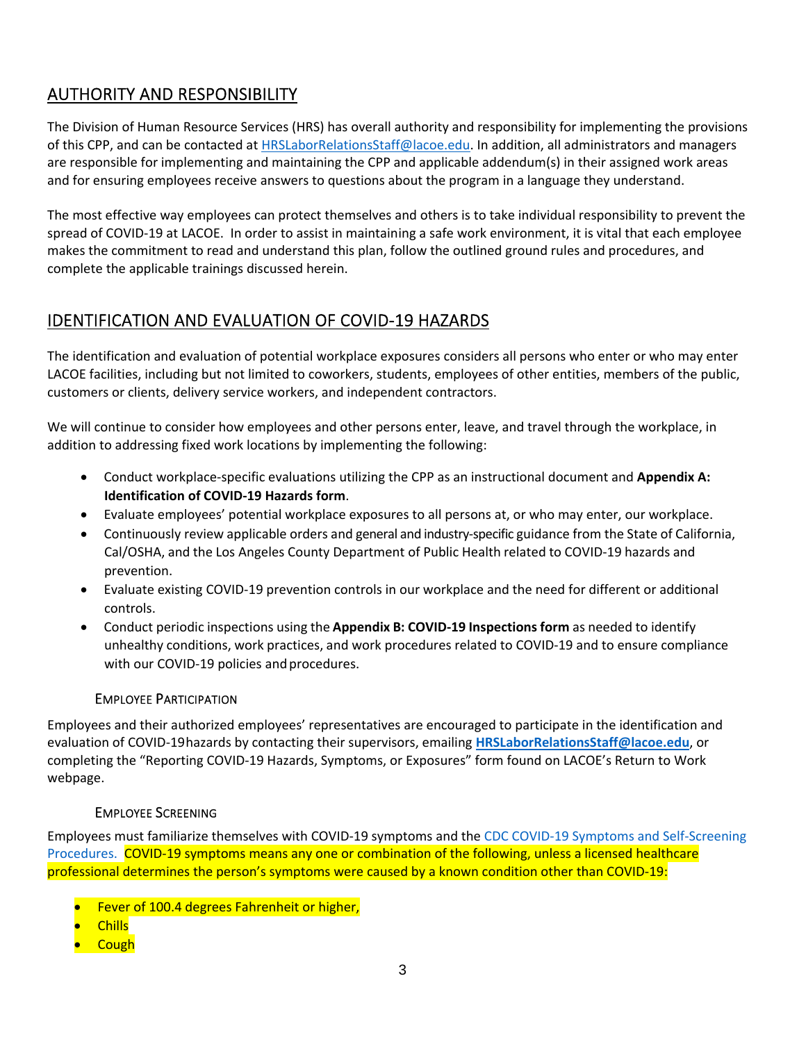## AUTHORITY AND RESPONSIBILITY

The Division of Human Resource Services (HRS) has overall authority and responsibility for implementing the provisions of this CPP, and can be contacted at HRSLaborRelationsStaff@lacoe.edu. In addition, all administrators and managers are responsible for implementing and maintaining the CPP and applicable addendum(s) in their assigned work areas and for ensuring employees receive answers to questions about the program in a language they understand.

The most effective way employees can protect themselves and others is to take individual responsibility to prevent the spread of COVID-19 at LACOE. In order to assist in maintaining a safe work environment, it is vital that each employee makes the commitment to read and understand this plan, follow the outlined ground rules and procedures, and complete the applicable trainings discussed herein.

## IDENTIFICATION AND EVALUATION OF COVID-19 HAZARDS

The identification and evaluation of potential workplace exposures considers all persons who enter or who may enter LACOE facilities, including but not limited to coworkers, students, employees of other entities, members of the public, customers or clients, delivery service workers, and independent contractors.

We will continue to consider how employees and other persons enter, leave, and travel through the workplace, in addition to addressing fixed work locations by implementing the following:

- Conduct workplace-specific evaluations utilizing the CPP as an instructional document and **Appendix A: Identification of COVID-19 Hazards form**.
- Evaluate employees' potential workplace exposures to all persons at, or who may enter, our workplace.
- Continuously review applicable orders and general and industry-specific guidance from the State of California, Cal/OSHA, and the Los Angeles County Department of Public Health related to COVID-19 hazards and prevention.
- Evaluate existing COVID-19 prevention controls in our workplace and the need for different or additional controls.
- Conduct periodic inspections using the **Appendix B: COVID-19 Inspections form** as needed to identify unhealthy conditions, work practices, and work procedures related to COVID-19 and to ensure compliance with our COVID-19 policies and procedures.

### EMPLOYEE PARTICIPATION

Employees and their authorized employees' representatives are encouraged to participate in the identification and evaluation of COVID-19hazards by contacting their supervisors, emailing **HRSLaborRelationsStaff@lacoe.edu**, or completing the "Reporting COVID-19 Hazards, Symptoms, or Exposures" form found on LACOE's Return to Work webpage.

### EMPLOYEE SCREENING

Employees must familiarize themselves with COVID-19 symptoms and the CDC COVID-19 Symptoms and Self-Screening Procedures. COVID-19 symptoms means any one or combination of the following, unless a licensed healthcare professional determines the person's symptoms were caused by a known condition other than COVID-19:

- Fever of 100.4 degrees Fahrenheit or higher,
- Chills
- Cough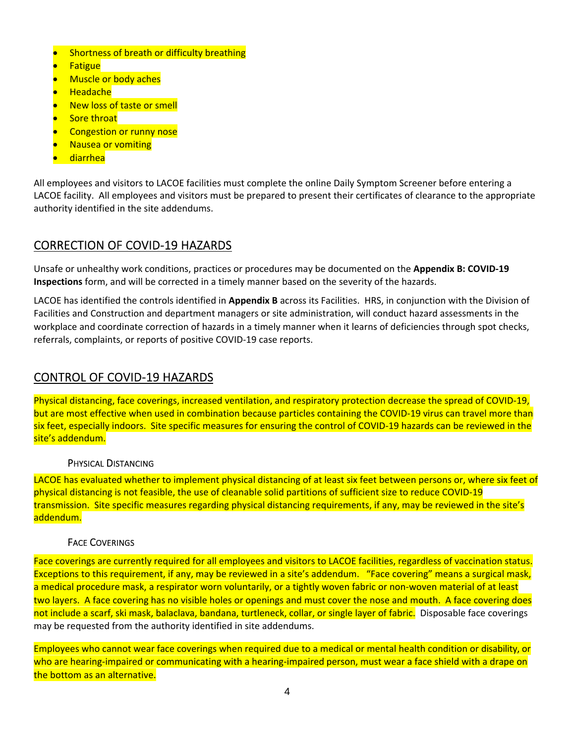- Shortness of breath or difficulty breathing
- Fatigue
- Muscle or body aches
- Headache
- New loss of taste or smell
- Sore throat
- Congestion or runny nose
- Nausea or vomiting
- diarrhea

All employees and visitors to LACOE facilities must complete the online Daily Symptom Screener before entering a LACOE facility. All employees and visitors must be prepared to present their certificates of clearance to the appropriate authority identified in the site addendums.

## CORRECTION OF COVID-19 HAZARDS

Unsafe or unhealthy work conditions, practices or procedures may be documented on the **Appendix B: COVID-19 Inspections** form, and will be corrected in a timely manner based on the severity of the hazards.

LACOE has identified the controls identified in **Appendix B** across its Facilities. HRS, in conjunction with the Division of Facilities and Construction and department managers or site administration, will conduct hazard assessments in the workplace and coordinate correction of hazards in a timely manner when it learns of deficiencies through spot checks, referrals, complaints, or reports of positive COVID-19 case reports.

## CONTROL OF COVID-19 HAZARDS

Physical distancing, face coverings, increased ventilation, and respiratory protection decrease the spread of COVID-19, but are most effective when used in combination because particles containing the COVID-19 virus can travel more than six feet, especially indoors. Site specific measures for ensuring the control of COVID-19 hazards can be reviewed in the site's addendum.

### Physical Distancing

LACOE has evaluated whether to implement physical distancing of at least six feet between persons or, where six feet of physical distancing is not feasible, the use of cleanable solid partitions of sufficient size to reduce COVID-19 transmission. Site specific measures regarding physical distancing requirements, if any, may be reviewed in the site's addendum.

### Face Coverings

Face coverings are currently required for all employees and visitors to LACOE facilities, regardless of vaccination status. Exceptions to this requirement, if any, may be reviewed in a site's addendum. "Face covering" means a surgical mask, a medical procedure mask, a respirator worn voluntarily, or a tightly woven fabric or non-woven material of at least two layers. A face covering has no visible holes or openings and must cover the nose and mouth. A face covering does not include a scarf, ski mask, balaclava, bandana, turtleneck, collar, or single layer of fabric. Disposable face coverings may be requested from the authority identified in site addendums.

Employees who cannot wear face coverings when required due to a medical or mental health condition or disability, or who are hearing-impaired or communicating with a hearing-impaired person, must wear a face shield with a drape on the bottom as an alternative.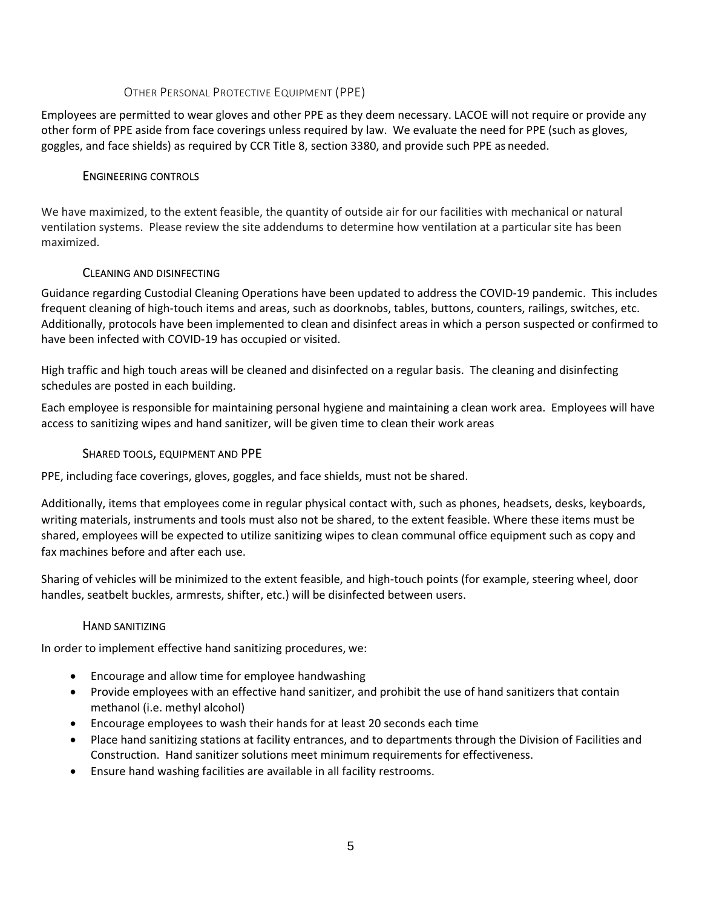### Other Personal Protective Equipment (PPE)

Employees are permitted to wear gloves and other PPE as they deem necessary. LACOE will not require or provide any other form of PPE aside from face coverings unless required by law. We evaluate the need for PPE (such as gloves, goggles, and face shields) as required by CCR Title 8, section 3380, and provide such PPE as needed.

### Engineering controls

We have maximized, to the extent feasible, the quantity of outside air for our facilities with mechanical or natural ventilation systems. Please review the site addendums to determine how ventilation at a particular site has been maximized.

### Cleaning and disinfecting

Guidance regarding Custodial Cleaning Operations have been updated to address the COVID-19 pandemic. This includes frequent cleaning of high-touch items and areas, such as doorknobs, tables, buttons, counters, railings, switches, etc. Additionally, protocols have been implemented to clean and disinfect areas in which a person suspected or confirmed to have been infected with COVID-19 has occupied or visited.

High traffic and high touch areas will be cleaned and disinfected on a regular basis. The cleaning and disinfecting schedules are posted in each building.

Each employee is responsible for maintaining personal hygiene and maintaining a clean work area. Employees will have access to sanitizing wipes and hand sanitizer, will be given time to clean their work areas

### Shared tools, equipment and PPE

PPE, including face coverings, gloves, goggles, and face shields, must not be shared.

Additionally, items that employees come in regular physical contact with, such as phones, headsets, desks, keyboards, writing materials, instruments and tools must also not be shared, to the extent feasible. Where these items must be shared, employees will be expected to utilize sanitizing wipes to clean communal office equipment such as copy and fax machines before and after each use.

Sharing of vehicles will be minimized to the extent feasible, and high-touch points (for example, steering wheel, door handles, seatbelt buckles, armrests, shifter, etc.) will be disinfected between users.

### Hand sanitizing

In order to implement effective hand sanitizing procedures, we:

- Encourage and allow time for employee handwashing
- Provide employees with an effective hand sanitizer, and prohibit the use of hand sanitizers that contain methanol (i.e. methyl alcohol)
- Encourage employees to wash their hands for at least 20 seconds each time
- Place hand sanitizing stations at facility entrances, and to departments through the Division of Facilities and Construction. Hand sanitizer solutions meet minimum requirements for effectiveness.
- Ensure hand washing facilities are available in all facility restrooms.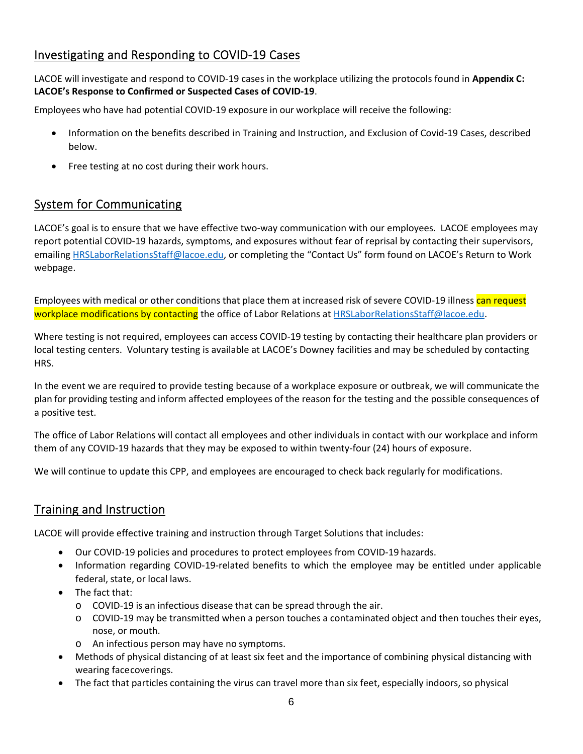## Investigating and Responding to COVID-19 Cases

LACOE will investigate and respond to COVID-19 cases in the workplace utilizing the protocols found in **Appendix C: LACOE's Response to Confirmed or Suspected Cases of COVID-19**.

Employees who have had potential COVID-19 exposure in our workplace will receive the following:

- Information on the benefits described in Training and Instruction, and Exclusion of Covid-19 Cases, described below.
- Free testing at no cost during their work hours.

## System for Communicating

LACOE's goal is to ensure that we have effective two-way communication with our employees. LACOE employees may report potential COVID-19 hazards, symptoms, and exposures without fear of reprisal by contacting their supervisors, emailing HRSLaborRelationsStaff@lacoe.edu, or completing the "Contact Us" form found on LACOE's Return to Work webpage.

Employees with medical or other conditions that place them at increased risk of severe COVID-19 illness can request workplace modifications by contacting the office of Labor Relations at HRSLaborRelationsStaff@lacoe.edu.

Where testing is not required, employees can access COVID-19 testing by contacting their healthcare plan providers or local testing centers. Voluntary testing is available at LACOE's Downey facilities and may be scheduled by contacting HRS.

In the event we are required to provide testing because of a workplace exposure or outbreak, we will communicate the plan for providing testing and inform affected employees of the reason for the testing and the possible consequences of a positive test.

The office of Labor Relations will contact all employees and other individuals in contact with our workplace and inform them of any COVID-19 hazards that they may be exposed to within twenty-four (24) hours of exposure.

We will continue to update this CPP, and employees are encouraged to check back regularly for modifications.

## Training and Instruction

LACOE will provide effective training and instruction through Target Solutions that includes:

- Our COVID-19 policies and procedures to protect employees from COVID-19 hazards.
- Information regarding COVID-19-related benefits to which the employee may be entitled under applicable federal, state, or local laws.
- The fact that:
  - COVID-19 is an infectious disease that can be spread through the air.
  - COVID-19 may be transmitted when a person touches a contaminated object and then touches their eyes, nose, or mouth.
  - An infectious person may have no symptoms.
- Methods of physical distancing of at least six feet and the importance of combining physical distancing with wearing face coverings.
- The fact that particles containing the virus can travel more than six feet, especially indoors, so physical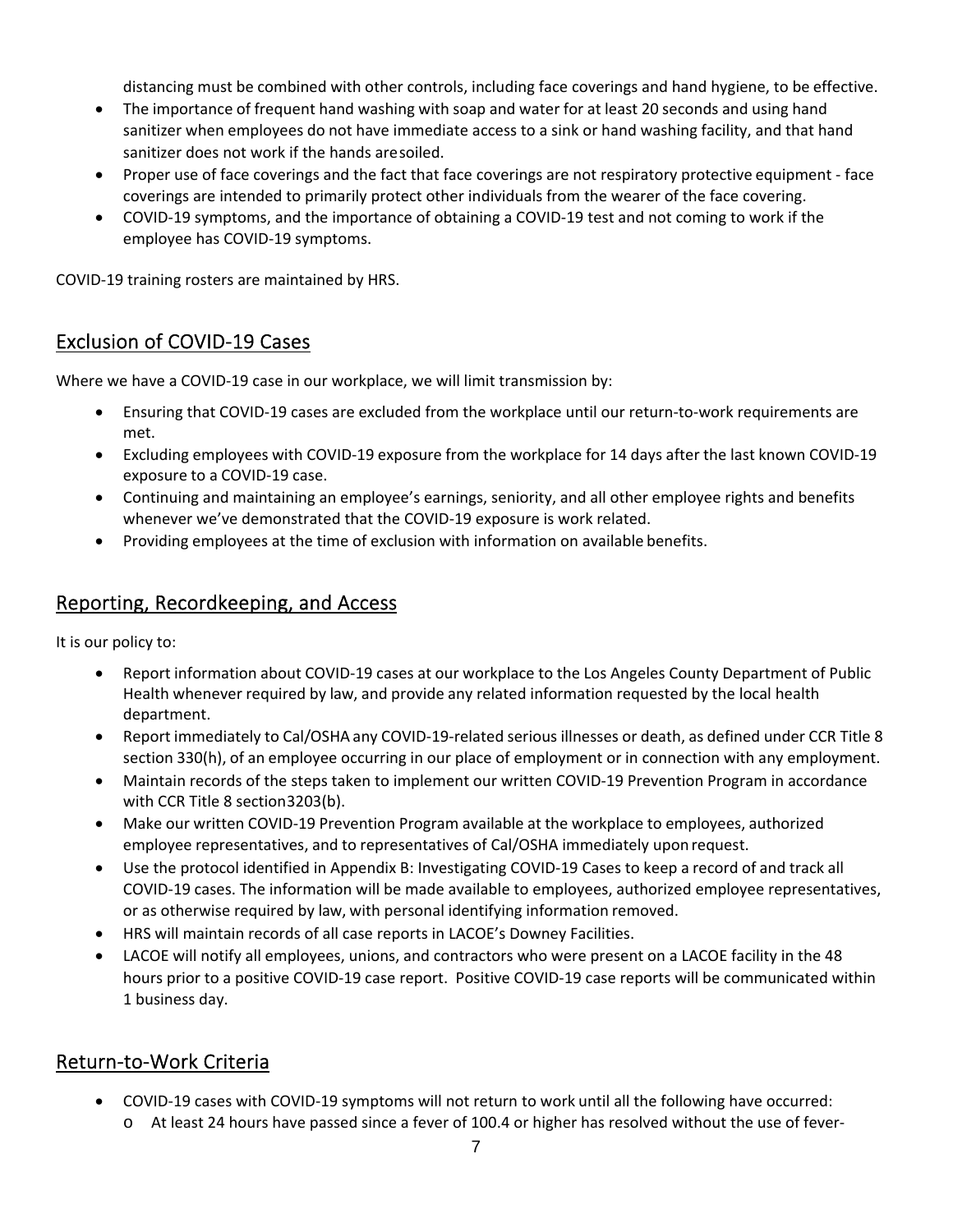distancing must be combined with other controls, including face coverings and hand hygiene, to be effective.

- The importance of frequent hand washing with soap and water for at least 20 seconds and using hand sanitizer when employees do not have immediate access to a sink or hand washing facility, and that hand sanitizer does not work if the hands are soiled.
- Proper use of face coverings and the fact that face coverings are not respiratory protective equipment - face coverings are intended to primarily protect other individuals from the wearer of the face covering.
- COVID-19 symptoms, and the importance of obtaining a COVID-19 test and not coming to work if the employee has COVID-19 symptoms.

COVID-19 training rosters are maintained by HRS.

## Exclusion of COVID-19 Cases

Where we have a COVID-19 case in our workplace, we will limit transmission by:

- Ensuring that COVID-19 cases are excluded from the workplace until our return-to-work requirements are met.
- Excluding employees with COVID-19 exposure from the workplace for 14 days after the last known COVID-19 exposure to a COVID-19 case.
- Continuing and maintaining an employee's earnings, seniority, and all other employee rights and benefits whenever we've demonstrated that the COVID-19 exposure is work related.
- Providing employees at the time of exclusion with information on available benefits.

## Reporting, Recordkeeping, and Access

It is our policy to:

- Report information about COVID-19 cases at our workplace to the Los Angeles County Department of Public Health whenever required by law, and provide any related information requested by the local health department.
- Report immediately to Cal/OSHA any COVID-19-related serious illnesses or death, as defined under CCR Title 8 section 330(h), of an employee occurring in our place of employment or in connection with any employment.
- Maintain records of the steps taken to implement our written COVID-19 Prevention Program in accordance with CCR Title 8 section 3203(b).
- Make our written COVID-19 Prevention Program available at the workplace to employees, authorized employee representatives, and to representatives of Cal/OSHA immediately upon request.
- Use the protocol identified in Appendix B: Investigating COVID-19 Cases to keep a record of and track all COVID-19 cases. The information will be made available to employees, authorized employee representatives, or as otherwise required by law, with personal identifying information removed.
- HRS will maintain records of all case reports in LACOE's Downey Facilities.
- LACOE will notify all employees, unions, and contractors who were present on a LACOE facility in the 48 hours prior to a positive COVID-19 case report. Positive COVID-19 case reports will be communicated within 1 business day.

## Return-to-Work Criteria

- COVID-19 cases with COVID-19 symptoms will not return to work until all the following have occurred:
  - At least 24 hours have passed since a fever of 100.4 or higher has resolved without the use of fever-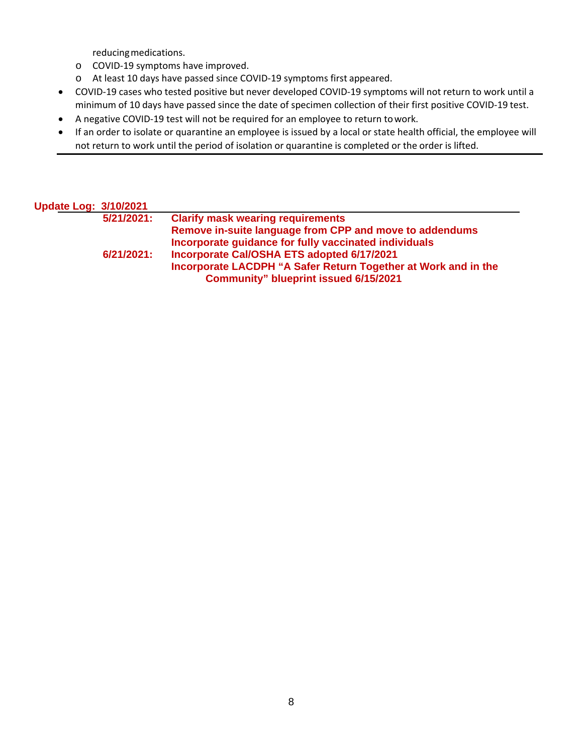reducing medications.

- COVID-19 symptoms have improved.
- At least 10 days have passed since COVID-19 symptoms first appeared.

- COVID-19 cases who tested positive but never developed COVID-19 symptoms will not return to work until a minimum of 10 days have passed since the date of specimen collection of their first positive COVID-19 test.
- A negative COVID-19 test will not be required for an employee to return to work.
- If an order to isolate or quarantine an employee is issued by a local or state health official, the employee will not return to work until the period of isolation or quarantine is completed or the order is lifted.

---

**Update Log: 3/10/2021**

**5/21/2021:** **Clarify mask wearing requirements**
**Remove in-suite language from CPP and move to addendums**
**Incorporate guidance for fully vaccinated individuals**

**6/21/2021:** **Incorporate Cal/OSHA ETS adopted 6/17/2021**
**Incorporate LACDPH "A Safer Return Together at Work and in the Community" blueprint issued 6/15/2021**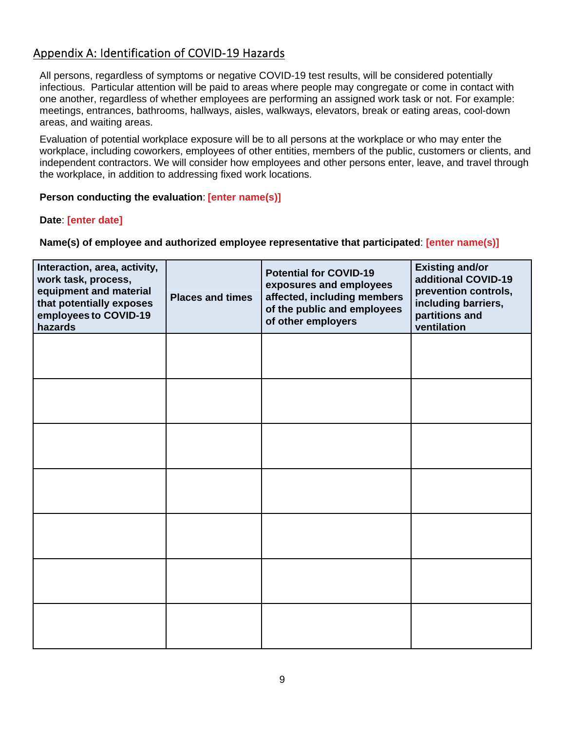## Appendix A: Identification of COVID-19 Hazards

All persons, regardless of symptoms or negative COVID-19 test results, will be considered potentially infectious. Particular attention will be paid to areas where people may congregate or come in contact with one another, regardless of whether employees are performing an assigned work task or not. For example: meetings, entrances, bathrooms, hallways, aisles, walkways, elevators, break or eating areas, cool-down areas, and waiting areas.

Evaluation of potential workplace exposure will be to all persons at the workplace or who may enter the workplace, including coworkers, employees of other entities, members of the public, customers or clients, and independent contractors. We will consider how employees and other persons enter, leave, and travel through the workplace, in addition to addressing fixed work locations.

**Person conducting the evaluation**: **[enter name(s)]**

**Date**: **[enter date]**

**Name(s) of employee and authorized employee representative that participated**: **[enter name(s)]**

| Interaction, area, activity, work task, process, equipment and material that potentially exposes employees to COVID-19 hazards | Places and times | Potential for COVID-19 exposures and employees affected, including members of the public and employees of other employers | Existing and/or additional COVID-19 prevention controls, including barriers, partitions and ventilation |
|---|---|---|---|
| | | | |
| | | | |
| | | | |
| | | | |
| | | | |
| | | | |
| | | | |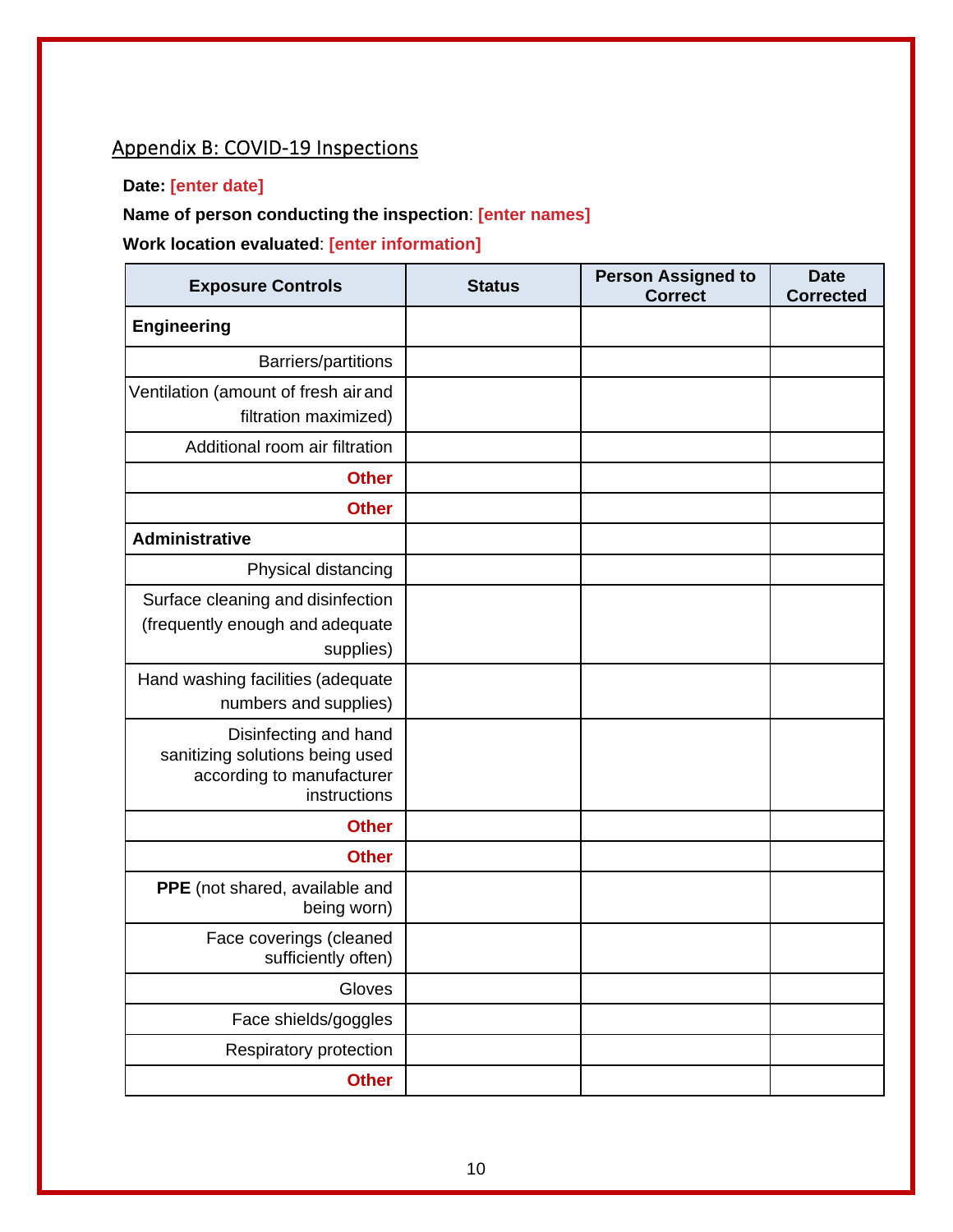## Appendix B: COVID-19 Inspections

**Date: [enter date]**

**Name of person conducting the inspection**: **[enter names]**

**Work location evaluated**: **[enter information]**

| Exposure Controls | Status | Person Assigned to Correct | Date Corrected |
|---|---|---|---|
| **Engineering** | | | |
| Barriers/partitions | | | |
| Ventilation (amount of fresh air and filtration maximized) | | | |
| Additional room air filtration | | | |
| **Other** | | | |
| **Other** | | | |
| **Administrative** | | | |
| Physical distancing | | | |
| Surface cleaning and disinfection (frequently enough and adequate supplies) | | | |
| Hand washing facilities (adequate numbers and supplies) | | | |
| Disinfecting and hand sanitizing solutions being used according to manufacturer instructions | | | |
| **Other** | | | |
| **Other** | | | |
| **PPE** (not shared, available and being worn) | | | |
| Face coverings (cleaned sufficiently often) | | | |
| Gloves | | | |
| Face shields/goggles | | | |
| Respiratory protection | | | |
| **Other** | | | |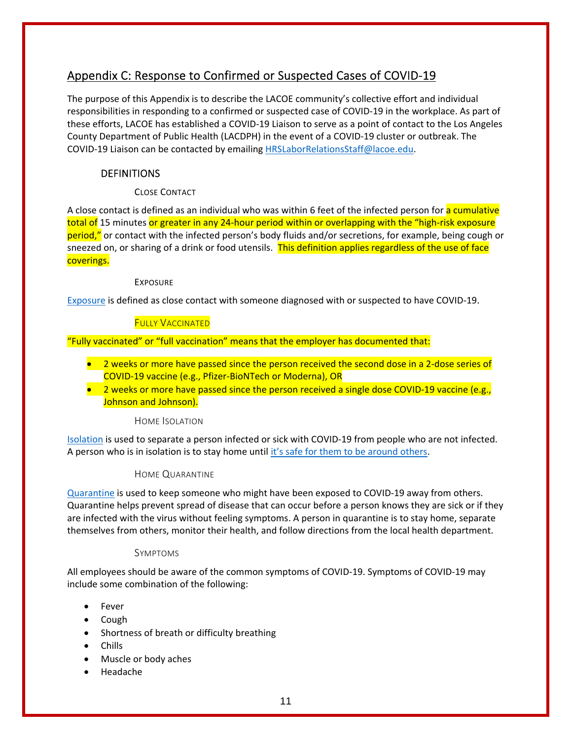## Appendix C: Response to Confirmed or Suspected Cases of COVID-19

The purpose of this Appendix is to describe the LACOE community's collective effort and individual responsibilities in responding to a confirmed or suspected case of COVID-19 in the workplace. As part of these efforts, LACOE has established a COVID-19 Liaison to serve as a point of contact to the Los Angeles County Department of Public Health (LACDPH) in the event of a COVID-19 cluster or outbreak. The COVID-19 Liaison can be contacted by emailing HRSLaborRelationsStaff@lacoe.edu.

### DEFINITIONS

#### Close Contact

A close contact is defined as an individual who was within 6 feet of the infected person for a cumulative total of 15 minutes or greater in any 24-hour period within or overlapping with the "high-risk exposure period," or contact with the infected person's body fluids and/or secretions, for example, being cough or sneezed on, or sharing of a drink or food utensils. This definition applies regardless of the use of face coverings.

#### Exposure

Exposure is defined as close contact with someone diagnosed with or suspected to have COVID-19.

#### Fully Vaccinated

"Fully vaccinated" or "full vaccination" means that the employer has documented that:

- 2 weeks or more have passed since the person received the second dose in a 2-dose series of COVID-19 vaccine (e.g., Pfizer-BioNTech or Moderna), OR
- 2 weeks or more have passed since the person received a single dose COVID-19 vaccine (e.g., Johnson and Johnson).

#### Home Isolation

Isolation is used to separate a person infected or sick with COVID-19 from people who are not infected. A person who is in isolation is to stay home until it's safe for them to be around others.

#### Home Quarantine

Quarantine is used to keep someone who might have been exposed to COVID-19 away from others. Quarantine helps prevent spread of disease that can occur before a person knows they are sick or if they are infected with the virus without feeling symptoms. A person in quarantine is to stay home, separate themselves from others, monitor their health, and follow directions from the local health department.

#### Symptoms

All employees should be aware of the common symptoms of COVID-19. Symptoms of COVID-19 may include some combination of the following:

- Fever
- Cough
- Shortness of breath or difficulty breathing
- Chills
- Muscle or body aches
- Headache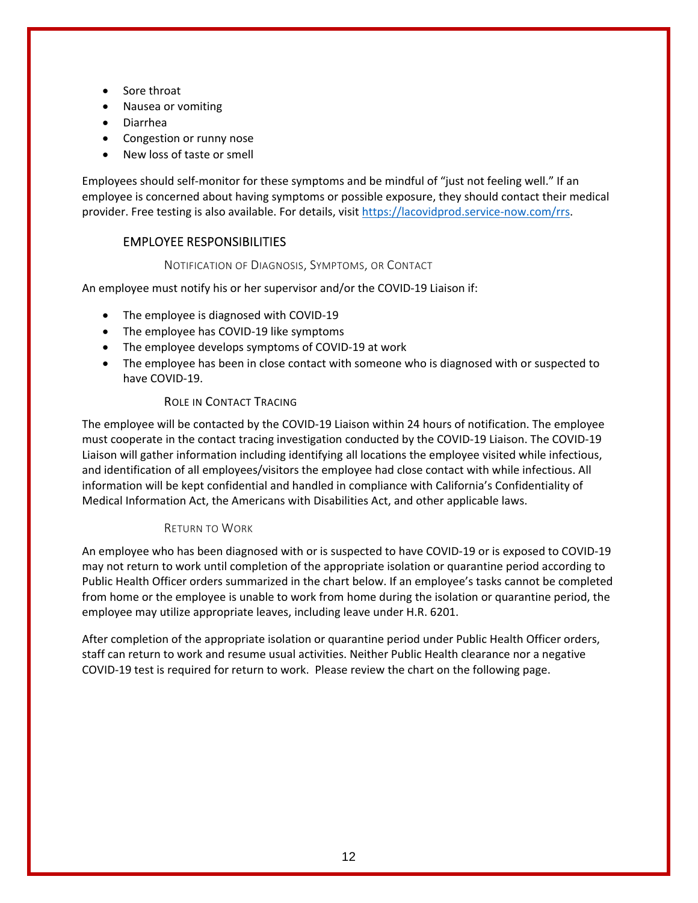- Sore throat
- Nausea or vomiting
- Diarrhea
- Congestion or runny nose
- New loss of taste or smell

Employees should self-monitor for these symptoms and be mindful of "just not feeling well." If an employee is concerned about having symptoms or possible exposure, they should contact their medical provider. Free testing is also available. For details, visit [https://lacovidprod.service-now.com/rrs](https://lacovidprod.service-now.com/rrs).

## EMPLOYEE RESPONSIBILITIES

### Notification of Diagnosis, Symptoms, or Contact

An employee must notify his or her supervisor and/or the COVID-19 Liaison if:

- The employee is diagnosed with COVID-19
- The employee has COVID-19 like symptoms
- The employee develops symptoms of COVID-19 at work
- The employee has been in close contact with someone who is diagnosed with or suspected to have COVID-19.

### Role in Contact Tracing

The employee will be contacted by the COVID-19 Liaison within 24 hours of notification. The employee must cooperate in the contact tracing investigation conducted by the COVID-19 Liaison. The COVID-19 Liaison will gather information including identifying all locations the employee visited while infectious, and identification of all employees/visitors the employee had close contact with while infectious. All information will be kept confidential and handled in compliance with California's Confidentiality of Medical Information Act, the Americans with Disabilities Act, and other applicable laws.

### Return to Work

An employee who has been diagnosed with or is suspected to have COVID-19 or is exposed to COVID-19 may not return to work until completion of the appropriate isolation or quarantine period according to Public Health Officer orders summarized in the chart below. If an employee's tasks cannot be completed from home or the employee is unable to work from home during the isolation or quarantine period, the employee may utilize appropriate leaves, including leave under H.R. 6201.

After completion of the appropriate isolation or quarantine period under Public Health Officer orders, staff can return to work and resume usual activities. Neither Public Health clearance nor a negative COVID-19 test is required for return to work. Please review the chart on the following page.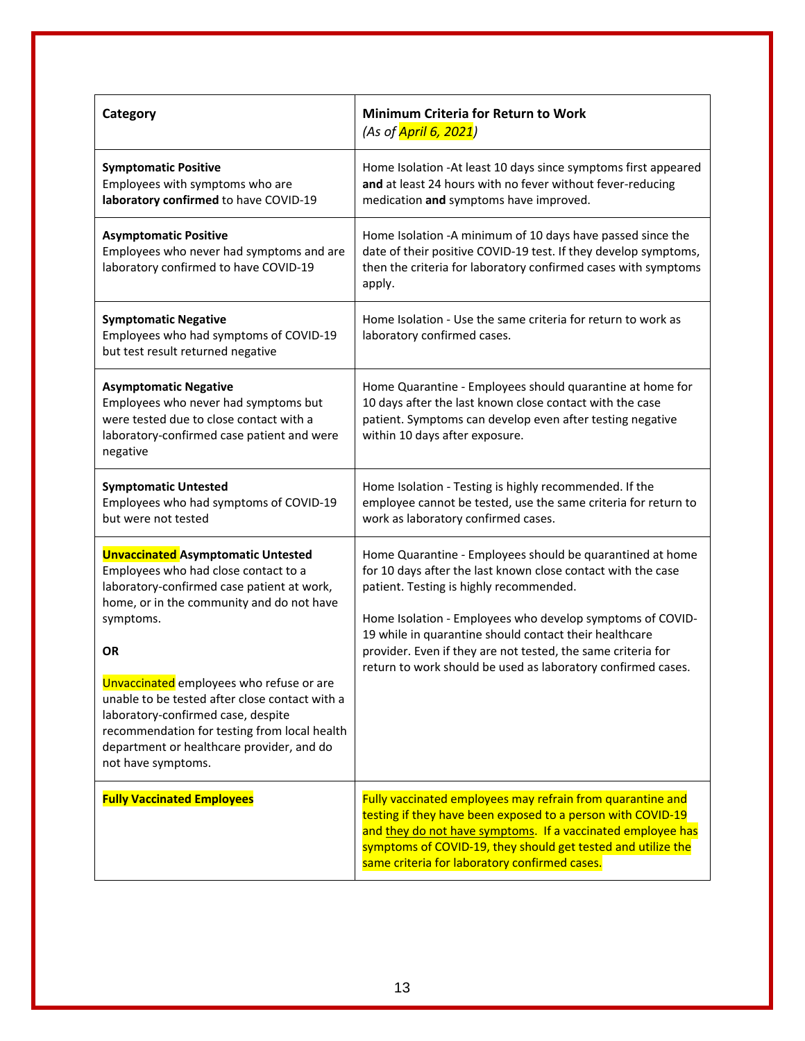| **Category** | **Minimum Criteria for Return to Work** *(As of April 6, 2021)* |
|---|---|
| **Symptomatic Positive** Employees with symptoms who are **laboratory confirmed** to have COVID-19 | Home Isolation -At least 10 days since symptoms first appeared **and** at least 24 hours with no fever without fever-reducing medication **and** symptoms have improved. |
| **Asymptomatic Positive** Employees who never had symptoms and are laboratory confirmed to have COVID-19 | Home Isolation -A minimum of 10 days have passed since the date of their positive COVID-19 test. If they develop symptoms, then the criteria for laboratory confirmed cases with symptoms apply. |
| **Symptomatic Negative** Employees who had symptoms of COVID-19 but test result returned negative | Home Isolation - Use the same criteria for return to work as laboratory confirmed cases. |
| **Asymptomatic Negative** Employees who never had symptoms but were tested due to close contact with a laboratory-confirmed case patient and were negative | Home Quarantine - Employees should quarantine at home for 10 days after the last known close contact with the case patient. Symptoms can develop even after testing negative within 10 days after exposure. |
| **Symptomatic Untested** Employees who had symptoms of COVID-19 but were not tested | Home Isolation - Testing is highly recommended. If the employee cannot be tested, use the same criteria for return to work as laboratory confirmed cases. |
| **Unvaccinated Asymptomatic Untested** Employees who had close contact to a laboratory-confirmed case patient at work, home, or in the community and do not have symptoms. **OR** Unvaccinated employees who refuse or are unable to be tested after close contact with a laboratory-confirmed case, despite recommendation for testing from local health department or healthcare provider, and do not have symptoms. | Home Quarantine - Employees should be quarantined at home for 10 days after the last known close contact with the case patient. Testing is highly recommended. Home Isolation - Employees who develop symptoms of COVID-19 while in quarantine should contact their healthcare provider. Even if they are not tested, the same criteria for return to work should be used as laboratory confirmed cases. |
| **Fully Vaccinated Employees** | Fully vaccinated employees may refrain from quarantine and testing if they have been exposed to a person with COVID-19 and they do not have symptoms. If a vaccinated employee has symptoms of COVID-19, they should get tested and utilize the same criteria for laboratory confirmed cases. |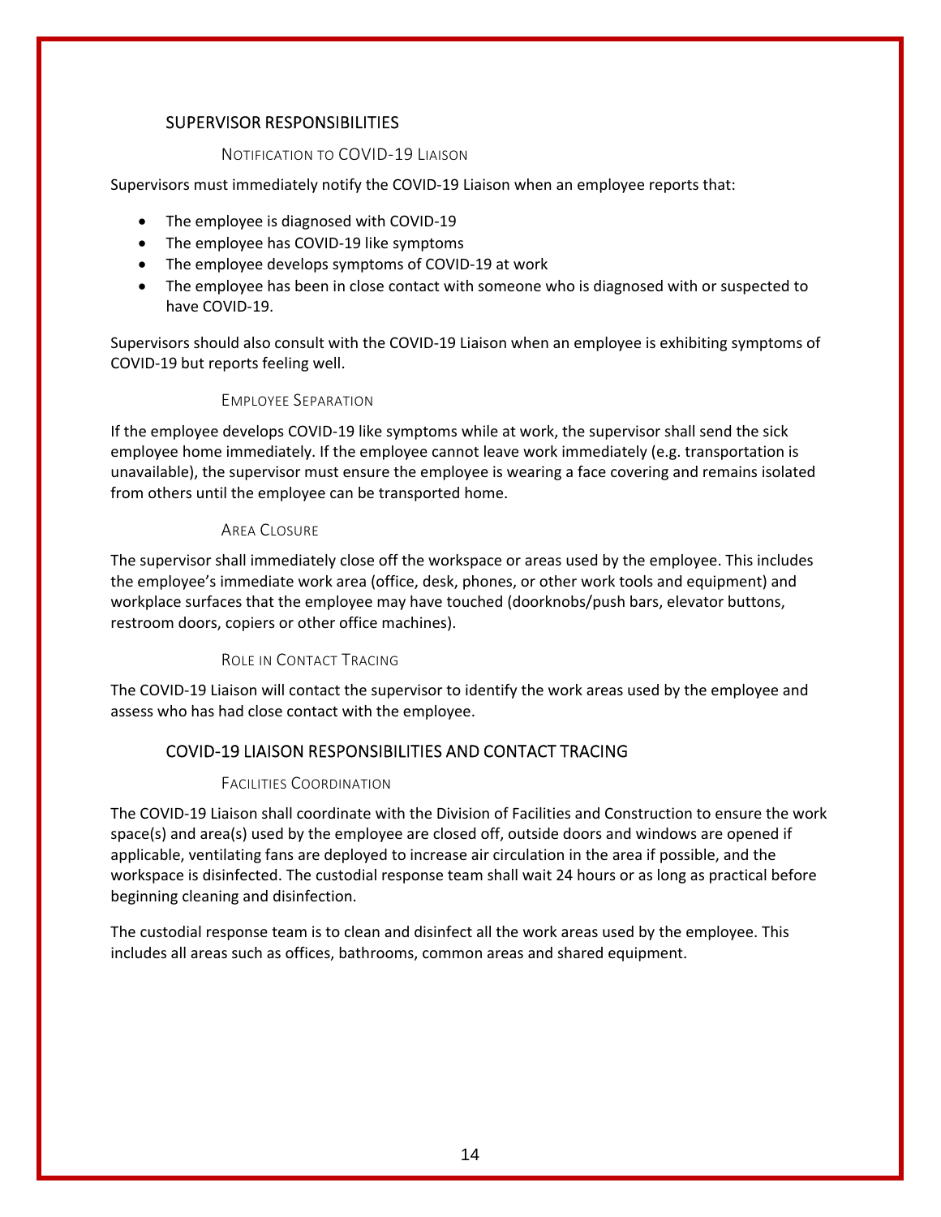## SUPERVISOR RESPONSIBILITIES

### Notification to COVID-19 Liaison

Supervisors must immediately notify the COVID-19 Liaison when an employee reports that:

- The employee is diagnosed with COVID-19
- The employee has COVID-19 like symptoms
- The employee develops symptoms of COVID-19 at work
- The employee has been in close contact with someone who is diagnosed with or suspected to have COVID-19.

Supervisors should also consult with the COVID-19 Liaison when an employee is exhibiting symptoms of COVID-19 but reports feeling well.

### Employee Separation

If the employee develops COVID-19 like symptoms while at work, the supervisor shall send the sick employee home immediately. If the employee cannot leave work immediately (e.g. transportation is unavailable), the supervisor must ensure the employee is wearing a face covering and remains isolated from others until the employee can be transported home.

### Area Closure

The supervisor shall immediately close off the workspace or areas used by the employee. This includes the employee's immediate work area (office, desk, phones, or other work tools and equipment) and workplace surfaces that the employee may have touched (doorknobs/push bars, elevator buttons, restroom doors, copiers or other office machines).

### Role in Contact Tracing

The COVID-19 Liaison will contact the supervisor to identify the work areas used by the employee and assess who has had close contact with the employee.

## COVID-19 LIAISON RESPONSIBILITIES AND CONTACT TRACING

### Facilities Coordination

The COVID-19 Liaison shall coordinate with the Division of Facilities and Construction to ensure the work space(s) and area(s) used by the employee are closed off, outside doors and windows are opened if applicable, ventilating fans are deployed to increase air circulation in the area if possible, and the workspace is disinfected. The custodial response team shall wait 24 hours or as long as practical before beginning cleaning and disinfection.

The custodial response team is to clean and disinfect all the work areas used by the employee. This includes all areas such as offices, bathrooms, common areas and shared equipment.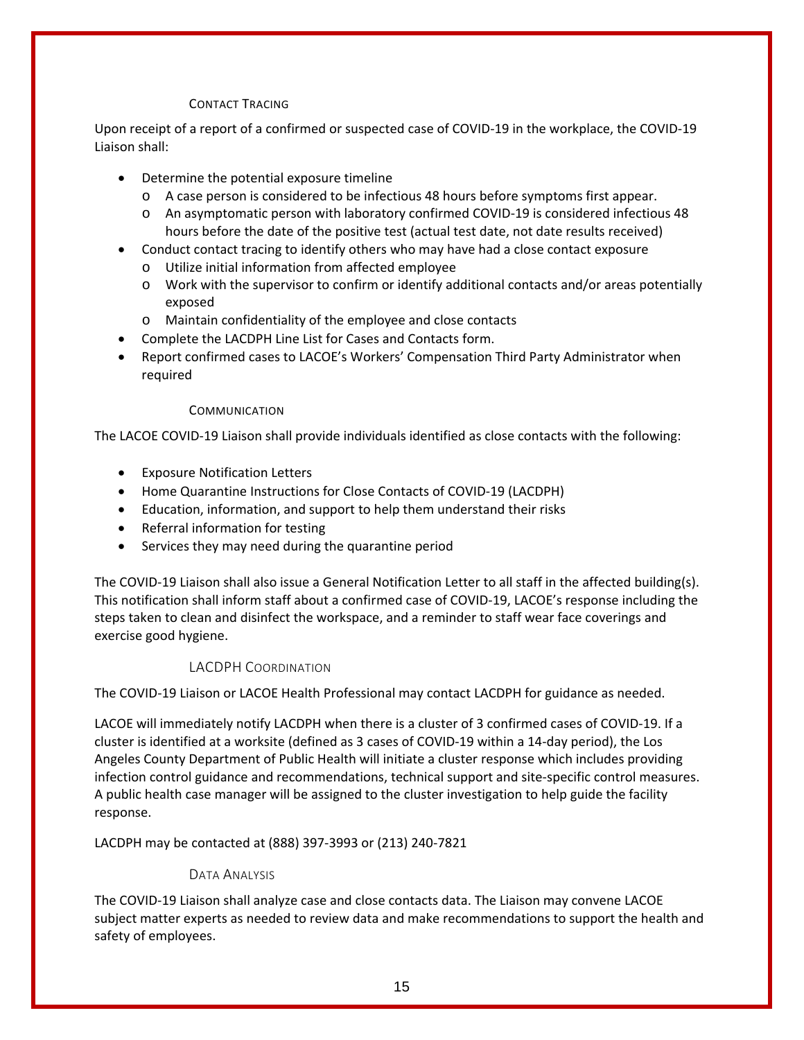#### Contact Tracing

Upon receipt of a report of a confirmed or suspected case of COVID-19 in the workplace, the COVID-19 Liaison shall:

- Determine the potential exposure timeline
  - A case person is considered to be infectious 48 hours before symptoms first appear.
  - An asymptomatic person with laboratory confirmed COVID-19 is considered infectious 48 hours before the date of the positive test (actual test date, not date results received)
- Conduct contact tracing to identify others who may have had a close contact exposure
  - Utilize initial information from affected employee
  - Work with the supervisor to confirm or identify additional contacts and/or areas potentially exposed
  - Maintain confidentiality of the employee and close contacts
- Complete the LACDPH Line List for Cases and Contacts form.
- Report confirmed cases to LACOE's Workers' Compensation Third Party Administrator when required

#### Communication

The LACOE COVID-19 Liaison shall provide individuals identified as close contacts with the following:

- Exposure Notification Letters
- Home Quarantine Instructions for Close Contacts of COVID-19 (LACDPH)
- Education, information, and support to help them understand their risks
- Referral information for testing
- Services they may need during the quarantine period

The COVID-19 Liaison shall also issue a General Notification Letter to all staff in the affected building(s). This notification shall inform staff about a confirmed case of COVID-19, LACOE's response including the steps taken to clean and disinfect the workspace, and a reminder to staff wear face coverings and exercise good hygiene.

#### LACDPH Coordination

The COVID-19 Liaison or LACOE Health Professional may contact LACDPH for guidance as needed.

LACOE will immediately notify LACDPH when there is a cluster of 3 confirmed cases of COVID-19. If a cluster is identified at a worksite (defined as 3 cases of COVID-19 within a 14-day period), the Los Angeles County Department of Public Health will initiate a cluster response which includes providing infection control guidance and recommendations, technical support and site-specific control measures. A public health case manager will be assigned to the cluster investigation to help guide the facility response.

LACDPH may be contacted at (888) 397-3993 or (213) 240-7821

#### Data Analysis

The COVID-19 Liaison shall analyze case and close contacts data. The Liaison may convene LACOE subject matter experts as needed to review data and make recommendations to support the health and safety of employees.